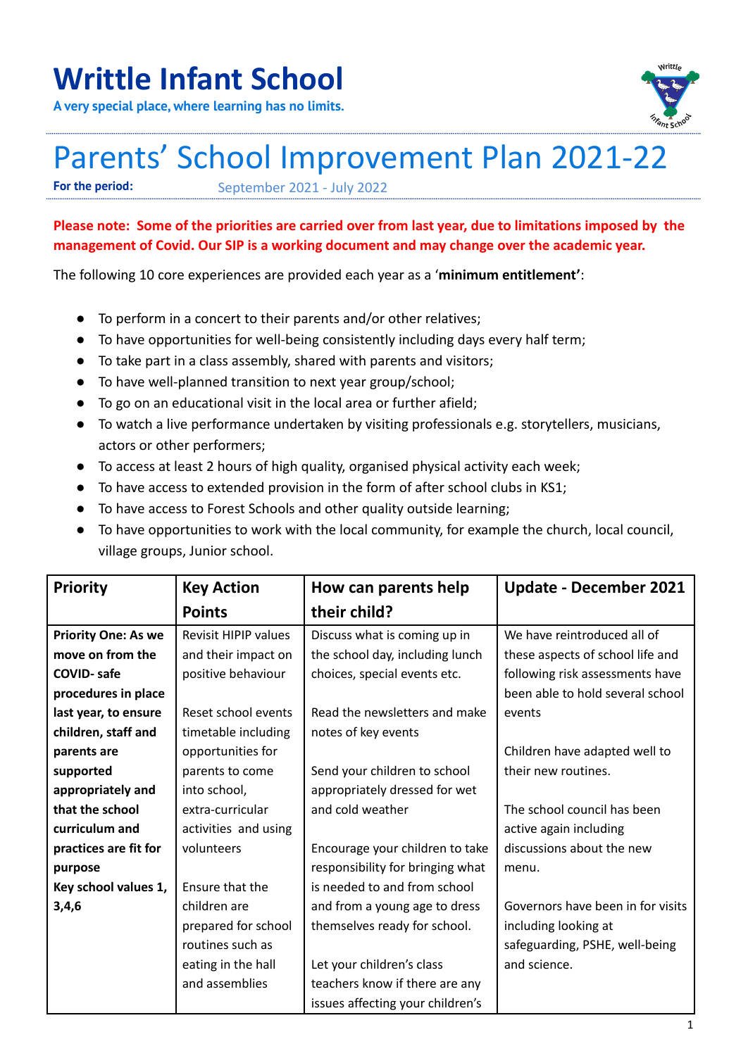# Writtle Infant School

**A very special place, where learning has no limits.**

# Parents' School Improvement Plan 2021-22

**For the period:** September 2021 - July 2022

**Please note: Some of the priorities are carried over from last year, due to limitations imposed by the management of Covid. Our SIP is a working document and may change over the academic year.**

The following 10 core experiences are provided each year as a '**minimum entitlement'**:

- To perform in a concert to their parents and/or other relatives;
- To have opportunities for well-being consistently including days every half term;
- To take part in a class assembly, shared with parents and visitors;
- To have well-planned transition to next year group/school;
- To go on an educational visit in the local area or further afield;
- To watch a live performance undertaken by visiting professionals e.g. storytellers, musicians, actors or other performers;
- To access at least 2 hours of high quality, organised physical activity each week;
- To have access to extended provision in the form of after school clubs in KS1;
- To have access to Forest Schools and other quality outside learning;
- To have opportunities to work with the local community, for example the church, local council, village groups, Junior school.

| Priority | Key Action Points | How can parents help their child? | Update - December 2021 |
|---|---|---|---|
| **Priority One: As we move on from the COVID- safe procedures in place last year, to ensure children, staff and parents are supported appropriately and that the school curriculum and practices are fit for purpose**<br>**Key school values 1, 3,4,6** | Revisit HIPIP values and their impact on positive behaviour<br><br>Reset school events timetable including opportunities for parents to come into school, extra-curricular activities and using volunteers<br><br>Ensure that the children are prepared for school routines such as eating in the hall and assemblies | Discuss what is coming up in the school day, including lunch choices, special events etc.<br><br>Read the newsletters and make notes of key events<br><br>Send your children to school appropriately dressed for wet and cold weather<br><br>Encourage your children to take responsibility for bringing what is needed to and from school and from a young age to dress themselves ready for school.<br><br>Let your children's class teachers know if there are any issues affecting your children's | We have reintroduced all of these aspects of school life and following risk assessments have been able to hold several school events<br><br>Children have adapted well to their new routines.<br><br>The school council has been active again including discussions about the new menu.<br><br>Governors have been in for visits including looking at safeguarding, PSHE, well-being and science. |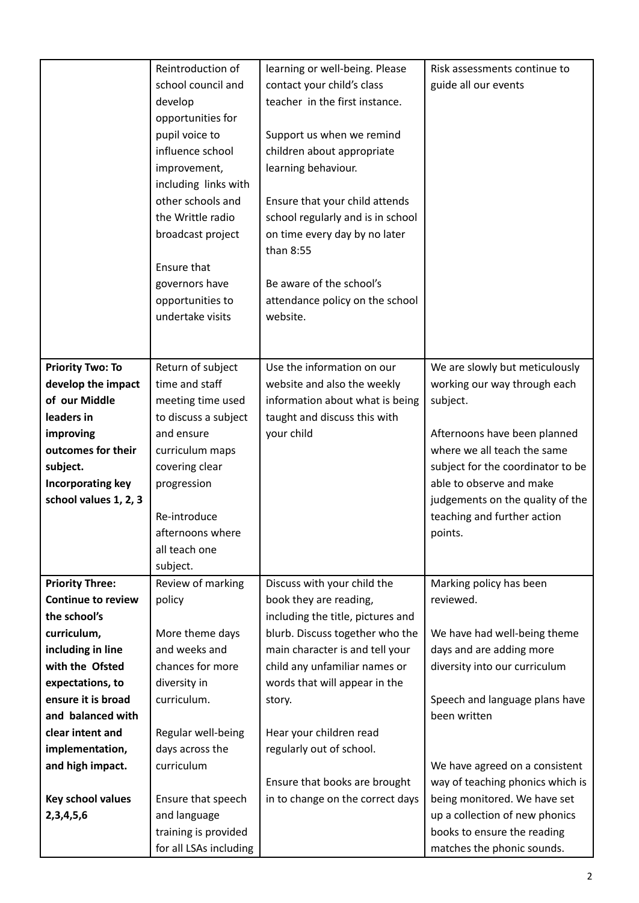| | | | |
|---|---|---|---|
| | Reintroduction of school council and develop opportunities for pupil voice to influence school improvement, including links with other schools and the Writtle radio broadcast project<br><br>Ensure that governors have opportunities to undertake visits | learning or well-being. Please contact your child's class teacher in the first instance.<br><br>Support us when we remind children about appropriate learning behaviour.<br><br>Ensure that your child attends school regularly and is in school on time every day by no later than 8:55<br><br>Be aware of the school's attendance policy on the school website. | Risk assessments continue to guide all our events |
| **Priority Two: To develop the impact of our Middle leaders in improving outcomes for their subject. Incorporating key school values 1, 2, 3** | Return of subject time and staff meeting time used to discuss a subject and ensure curriculum maps covering clear progression<br><br>Re-introduce afternoons where all teach one subject. | Use the information on our website and also the weekly information about what is being taught and discuss this with your child | We are slowly but meticulously working our way through each subject.<br><br>Afternoons have been planned where we all teach the same subject for the coordinator to be able to observe and make judgements on the quality of the teaching and further action points. |
| **Priority Three: Continue to review the school's curriculum, including in line with the Ofsted expectations, to ensure it is broad and balanced with clear intent and implementation, and high impact.**<br><br>**Key school values 2,3,4,5,6** | Review of marking policy<br><br>More theme days and weeks and chances for more diversity in curriculum.<br><br>Regular well-being days across the curriculum<br><br>Ensure that speech and language training is provided for all LSAs including | Discuss with your child the book they are reading, including the title, pictures and blurb. Discuss together who the main character is and tell your child any unfamiliar names or words that will appear in the story.<br><br>Hear your children read regularly out of school.<br><br>Ensure that books are brought in to change on the correct days | Marking policy has been reviewed.<br><br>We have had well-being theme days and are adding more diversity into our curriculum<br><br>Speech and language plans have been written<br><br>We have agreed on a consistent way of teaching phonics which is being monitored. We have set up a collection of new phonics books to ensure the reading matches the phonic sounds. |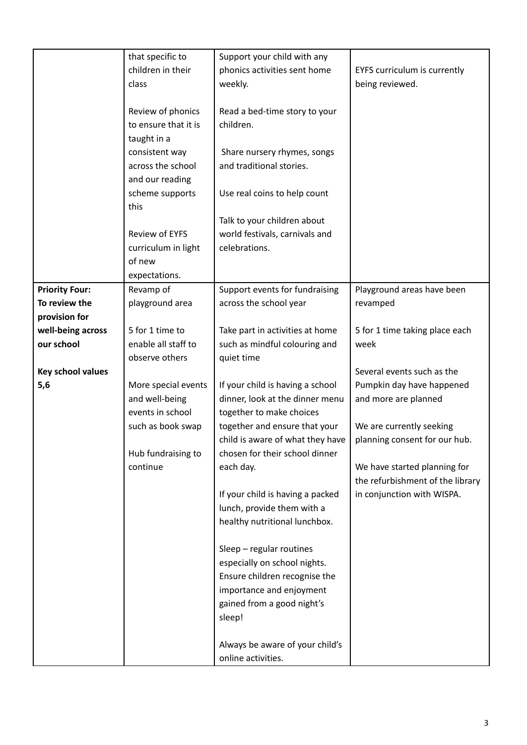| | | | |
|---|---|---|---|
| | that specific to children in their class<br><br>Review of phonics to ensure that it is taught in a consistent way across the school and our reading scheme supports this<br><br>Review of EYFS curriculum in light of new expectations. | Support your child with any phonics activities sent home weekly.<br><br>Read a bed-time story to your children.<br><br>Share nursery rhymes, songs and traditional stories.<br><br>Use real coins to help count<br><br>Talk to your children about world festivals, carnivals and celebrations. | EYFS curriculum is currently being reviewed. |
| **Priority Four: To review the provision for well-being across our school**<br><br>**Key school values 5,6** | Revamp of playground area<br><br>5 for 1 time to enable all staff to observe others<br><br>More special events and well-being events in school such as book swap<br><br>Hub fundraising to continue | Support events for fundraising across the school year<br><br>Take part in activities at home such as mindful colouring and quiet time<br><br>If your child is having a school dinner, look at the dinner menu together to make choices together and ensure that your child is aware of what they have chosen for their school dinner each day.<br><br>If your child is having a packed lunch, provide them with a healthy nutritional lunchbox.<br><br>Sleep – regular routines especially on school nights. Ensure children recognise the importance and enjoyment gained from a good night's sleep!<br><br>Always be aware of your child's online activities. | Playground areas have been revamped<br><br>5 for 1 time taking place each week<br><br>Several events such as the Pumpkin day have happened and more are planned<br><br>We are currently seeking planning consent for our hub.<br><br>We have started planning for the refurbishment of the library in conjunction with WISPA. |